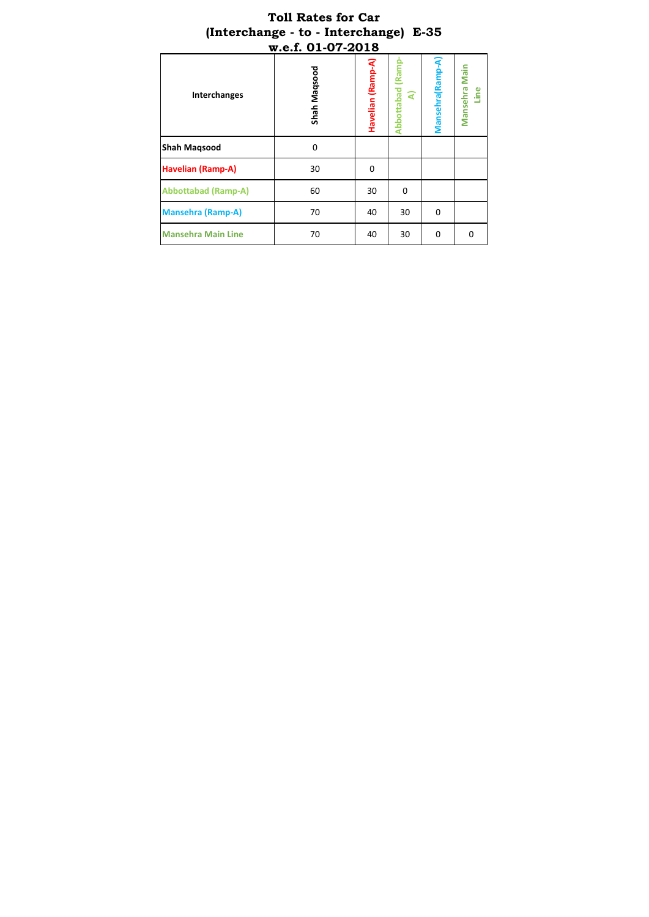# Toll Rates for Car
## (Interchange - to - Interchange) E-35
### w.e.f. 01-07-2018

| Interchanges | Shah Maqsood | Havelian (Ramp-A) | Abbottabad (Ramp-A) | Mansehra(Ramp-A) | Mansehra Main Line |
|---|---|---|---|---|---|
| **Shah Maqsood** | 0 | | | | |
| **Havelian (Ramp-A)** | 30 | 0 | | | |
| **Abbottabad (Ramp-A)** | 60 | 30 | 0 | | |
| **Mansehra (Ramp-A)** | 70 | 40 | 30 | 0 | |
| **Mansehra Main Line** | 70 | 40 | 30 | 0 | 0 |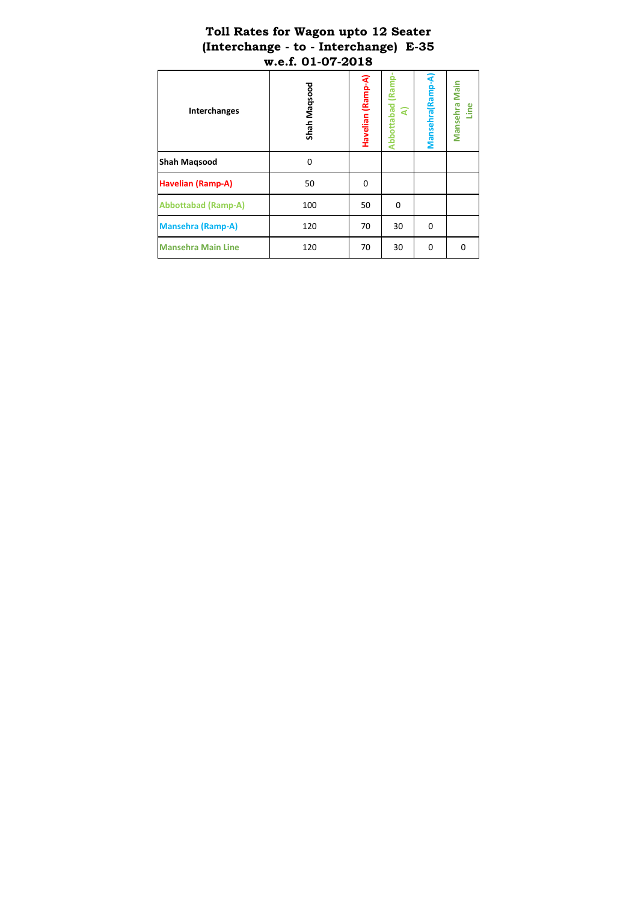# Toll Rates for Wagon upto 12 Seater
## (Interchange - to - Interchange) E-35
### w.e.f. 01-07-2018

| Interchanges | Shah Maqsood | Havelian (Ramp-A) | Abbottabad (Ramp-A) | Mansehra(Ramp-A) | Mansehra Main Line |
|---|---|---|---|---|---|
| Shah Maqsood | 0 | | | | |
| Havelian (Ramp-A) | 50 | 0 | | | |
| Abbottabad (Ramp-A) | 100 | 50 | 0 | | |
| Mansehra (Ramp-A) | 120 | 70 | 30 | 0 | |
| Mansehra Main Line | 120 | 70 | 30 | 0 | 0 |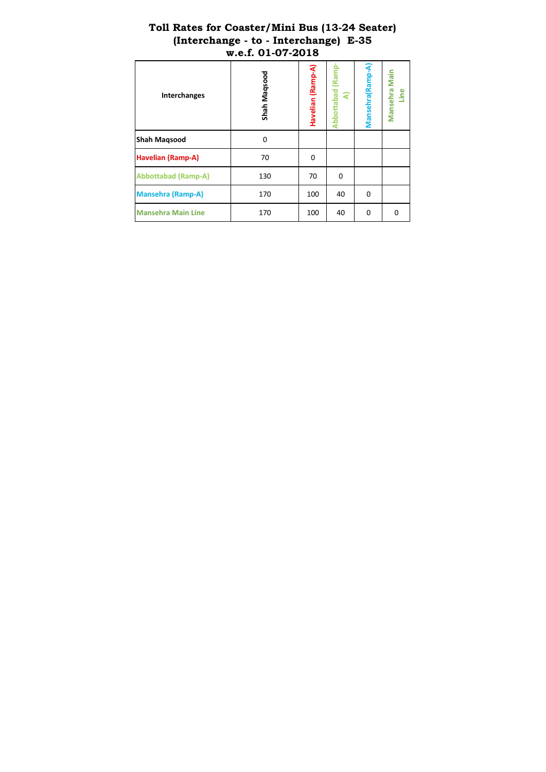# Toll Rates for Coaster/Mini Bus (13-24 Seater) (Interchange - to - Interchange) E-35 w.e.f. 01-07-2018

| Interchanges | Shah Maqsood | Havelian (Ramp-A) | Abbottabad (Ramp-A) | Mansehra(Ramp-A) | Mansehra Main Line |
|---|---|---|---|---|---|
| Shah Maqsood | 0 | | | | |
| Havelian (Ramp-A) | 70 | 0 | | | |
| Abbottabad (Ramp-A) | 130 | 70 | 0 | | |
| Mansehra (Ramp-A) | 170 | 100 | 40 | 0 | |
| Mansehra Main Line | 170 | 100 | 40 | 0 | 0 |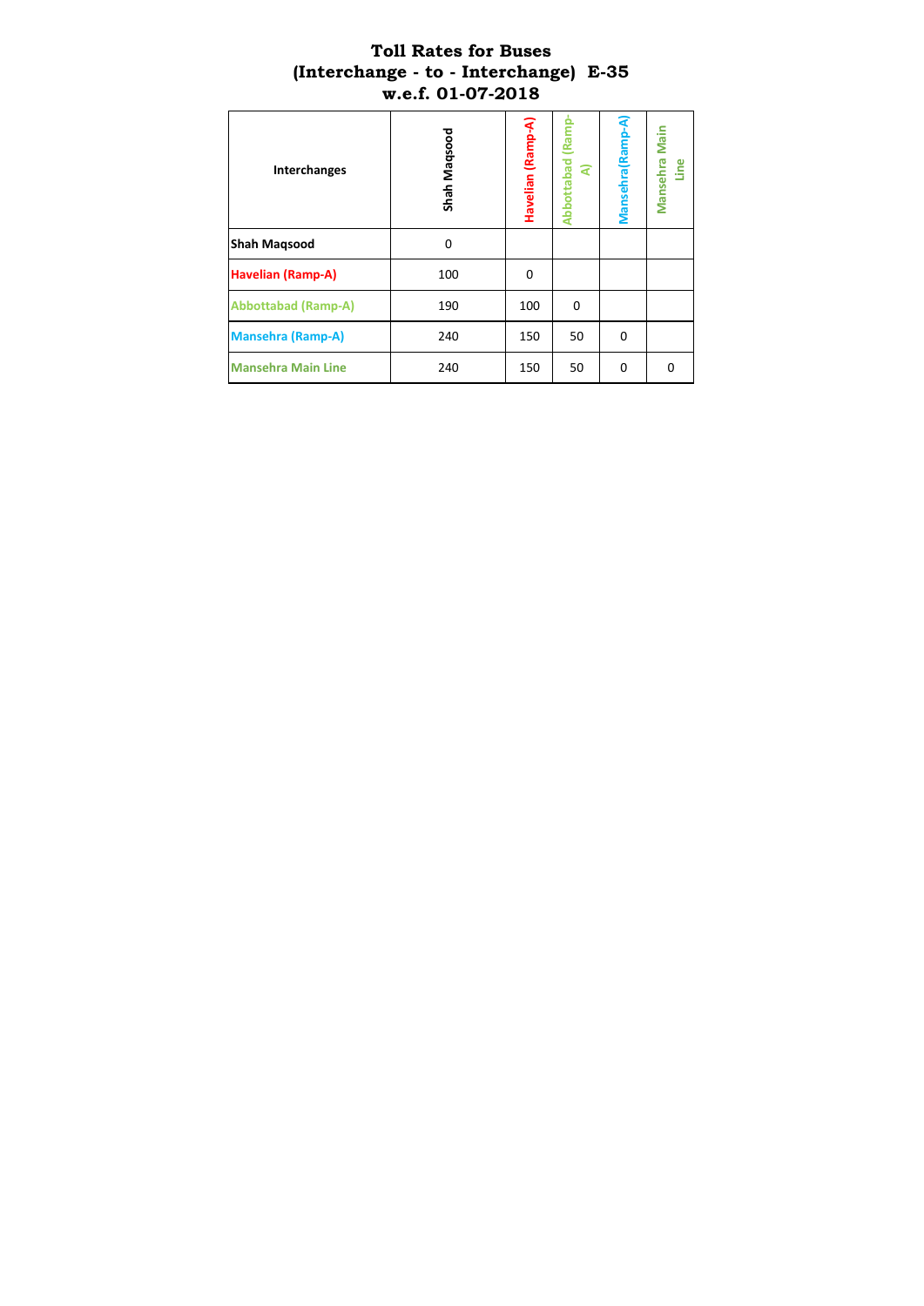# Toll Rates for Buses
# (Interchange - to - Interchange) E-35
# w.e.f. 01-07-2018

| Interchanges | Shah Maqsood | Havelian (Ramp-A) | Abbottabad (Ramp-A) | Mansehra(Ramp-A) | Mansehra Main Line |
|---|---|---|---|---|---|
| Shah Maqsood | 0 | | | | |
| Havelian (Ramp-A) | 100 | 0 | | | |
| Abbottabad (Ramp-A) | 190 | 100 | 0 | | |
| Mansehra (Ramp-A) | 240 | 150 | 50 | 0 | |
| Mansehra Main Line | 240 | 150 | 50 | 0 | 0 |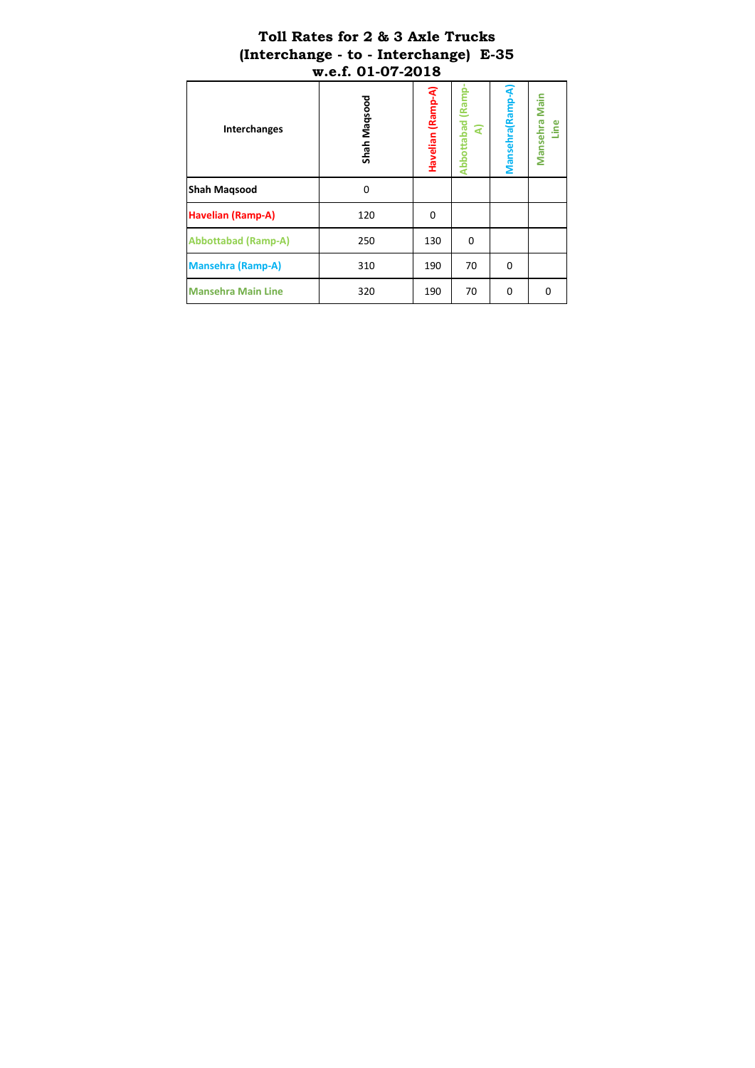# Toll Rates for 2 & 3 Axle Trucks (Interchange - to - Interchange) E-35 w.e.f. 01-07-2018

| Interchanges | Shah Maqsood | Havelian (Ramp-A) | Abbottabad (Ramp-A) | Mansehra(Ramp-A) | Mansehra Main Line |
|---|---|---|---|---|---|
| Shah Maqsood | 0 | | | | |
| Havelian (Ramp-A) | 120 | 0 | | | |
| Abbottabad (Ramp-A) | 250 | 130 | 0 | | |
| Mansehra (Ramp-A) | 310 | 190 | 70 | 0 | |
| Mansehra Main Line | 320 | 190 | 70 | 0 | 0 |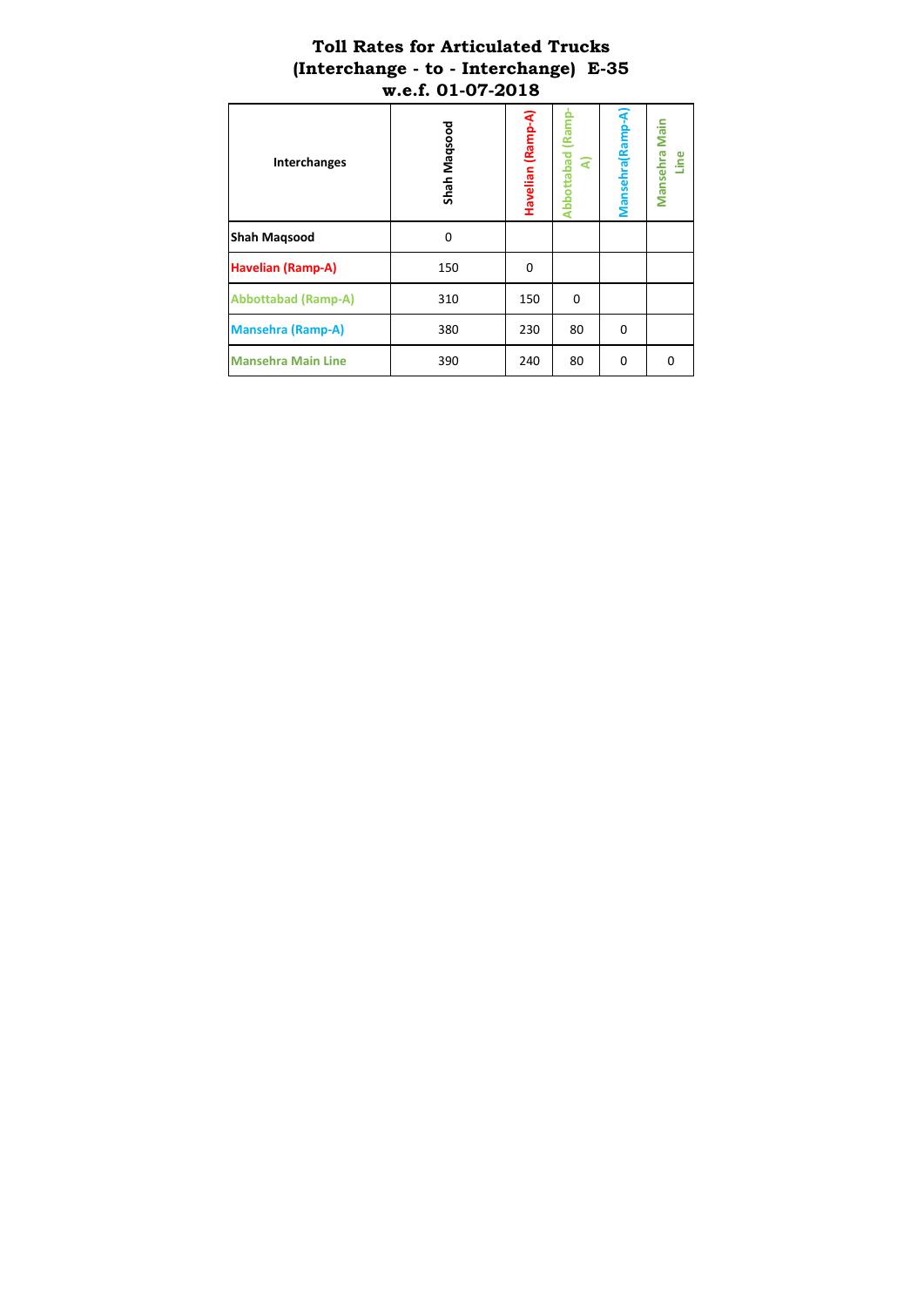# Toll Rates for Articulated Trucks (Interchange - to - Interchange) E-35 w.e.f. 01-07-2018

| Interchanges | Shah Maqsood | Havelian (Ramp-A) | Abbottabad (Ramp-A) | Mansehra(Ramp-A) | Mansehra Main Line |
|---|---|---|---|---|---|
| Shah Maqsood | 0 | | | | |
| Havelian (Ramp-A) | 150 | 0 | | | |
| Abbottabad (Ramp-A) | 310 | 150 | 0 | | |
| Mansehra (Ramp-A) | 380 | 230 | 80 | 0 | |
| Mansehra Main Line | 390 | 240 | 80 | 0 | 0 |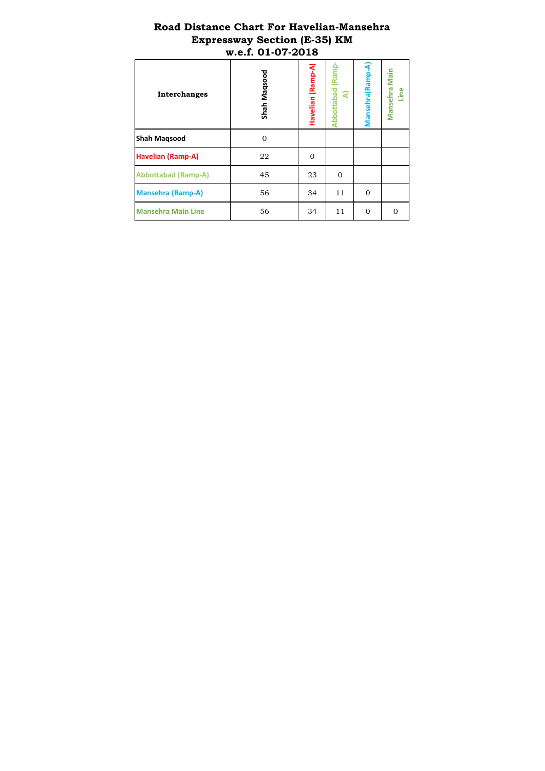# Road Distance Chart For Havelian-Mansehra Expressway Section (E-35) KM w.e.f. 01-07-2018

| Interchanges | Shah Maqsood | Havelian (Ramp-A) | Abbottabad (Ramp-A) | Mansehra(Ramp-A) | Mansehra Main Line |
|---|---|---|---|---|---|
| **Shah Maqsood** | 0 | | | | |
| **Havelian (Ramp-A)** | 22 | 0 | | | |
| **Abbottabad (Ramp-A)** | 45 | 23 | 0 | | |
| **Mansehra (Ramp-A)** | 56 | 34 | 11 | 0 | |
| **Mansehra Main Line** | 56 | 34 | 11 | 0 | 0 |